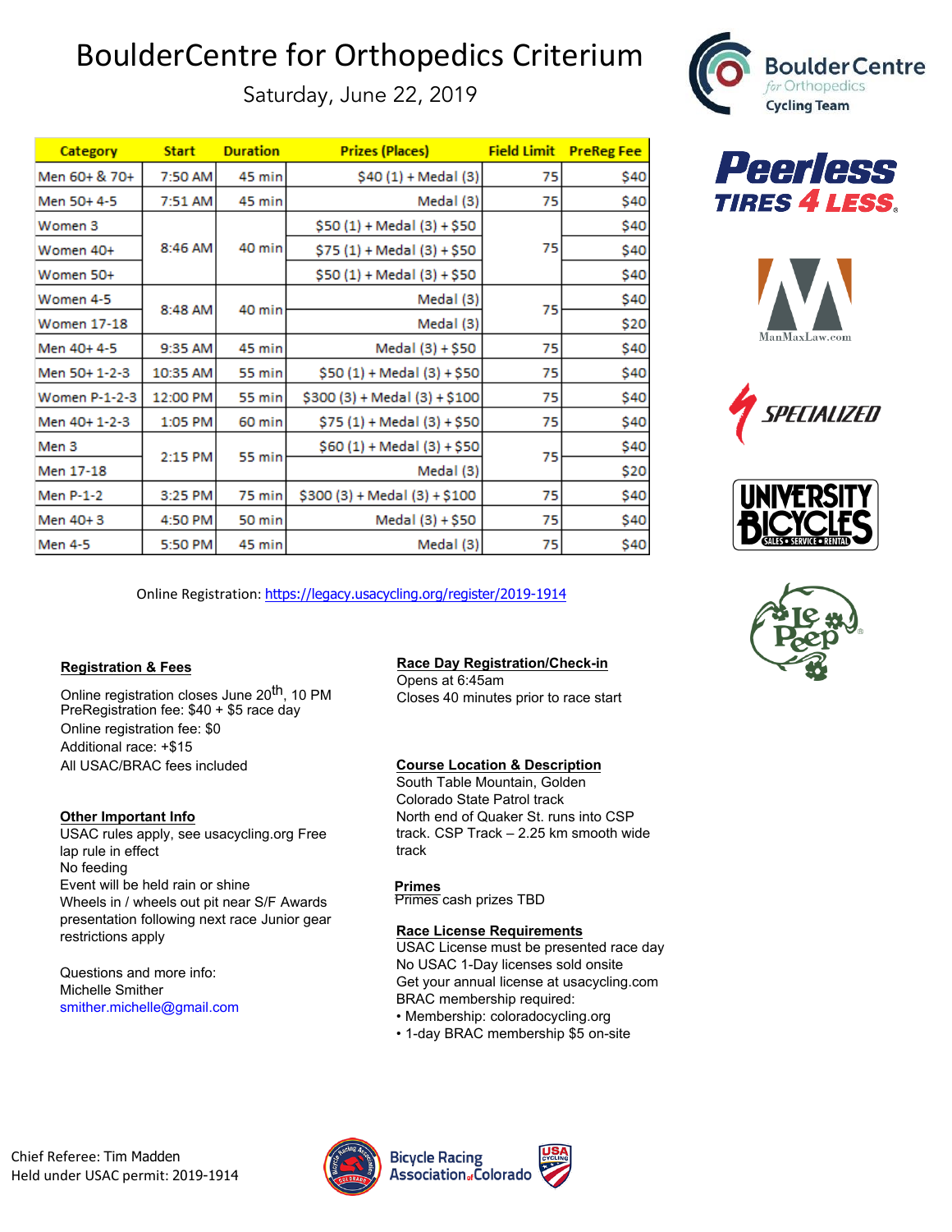# BoulderCentre for Orthopedics Criterium

Saturday, June 22, 2019

| Category | Start | Duration | Prizes (Places) | Field Limit | PreReg Fee |
|---|---|---|---|---|---|
| Men 60+ & 70+ | 7:50 AM | 45 min | $40 (1) + Medal (3) | 75 | $40 |
| Men 50+ 4-5 | 7:51 AM | 45 min | Medal (3) | 75 | $40 |
| Women 3 | 8:46 AM | 40 min | $50 (1) + Medal (3) + $50 | 75 | $40 |
| Women 40+ | | | $75 (1) + Medal (3) + $50 | | $40 |
| Women 50+ | | | $50 (1) + Medal (3) + $50 | | $40 |
| Women 4-5 | 8:48 AM | 40 min | Medal (3) | 75 | $40 |
| Women 17-18 | | | Medal (3) | | $20 |
| Men 40+ 4-5 | 9:35 AM | 45 min | Medal (3) + $50 | 75 | $40 |
| Men 50+ 1-2-3 | 10:35 AM | 55 min | $50 (1) + Medal (3) + $50 | 75 | $40 |
| Women P-1-2-3 | 12:00 PM | 55 min | $300 (3) + Medal (3) + $100 | 75 | $40 |
| Men 40+ 1-2-3 | 1:05 PM | 60 min | $75 (1) + Medal (3) + $50 | 75 | $40 |
| Men 3 | 2:15 PM | 55 min | $60 (1) + Medal (3) + $50 | 75 | $40 |
| Men 17-18 | | | Medal (3) | | $20 |
| Men P-1-2 | 3:25 PM | 75 min | $300 (3) + Medal (3) + $100 | 75 | $40 |
| Men 40+ 3 | 4:50 PM | 50 min | Medal (3) + $50 | 75 | $40 |
| Men 4-5 | 5:50 PM | 45 min | Medal (3) | 75 | $40 |

Online Registration: https://legacy.usacycling.org/register/2019-1914

**Registration & Fees**

Online registration closes June 20th, 10 PM
PreRegistration fee: $40 + $5 race day
Online registration fee: $0
Additional race: +$15
All USAC/BRAC fees included

**Other Important Info**

USAC rules apply, see usacycling.org Free lap rule in effect
No feeding
Event will be held rain or shine
Wheels in / wheels out pit near S/F Awards presentation following next race Junior gear restrictions apply

Questions and more info:
Michelle Smither
smither.michelle@gmail.com

**Race Day Registration/Check-in**

Opens at 6:45am
Closes 40 minutes prior to race start

**Course Location & Description**

South Table Mountain, Golden
Colorado State Patrol track
North end of Quaker St. runs into CSP track. CSP Track – 2.25 km smooth wide track

**Primes**

Primes cash prizes TBD

**Race License Requirements**

USAC License must be presented race day
No USAC 1-Day licenses sold onsite
Get your annual license at usacycling.com
BRAC membership required:
- Membership: coloradocycling.org
- 1-day BRAC membership $5 on-site

Chief Referee: Tim Madden
Held under USAC permit: 2019-1914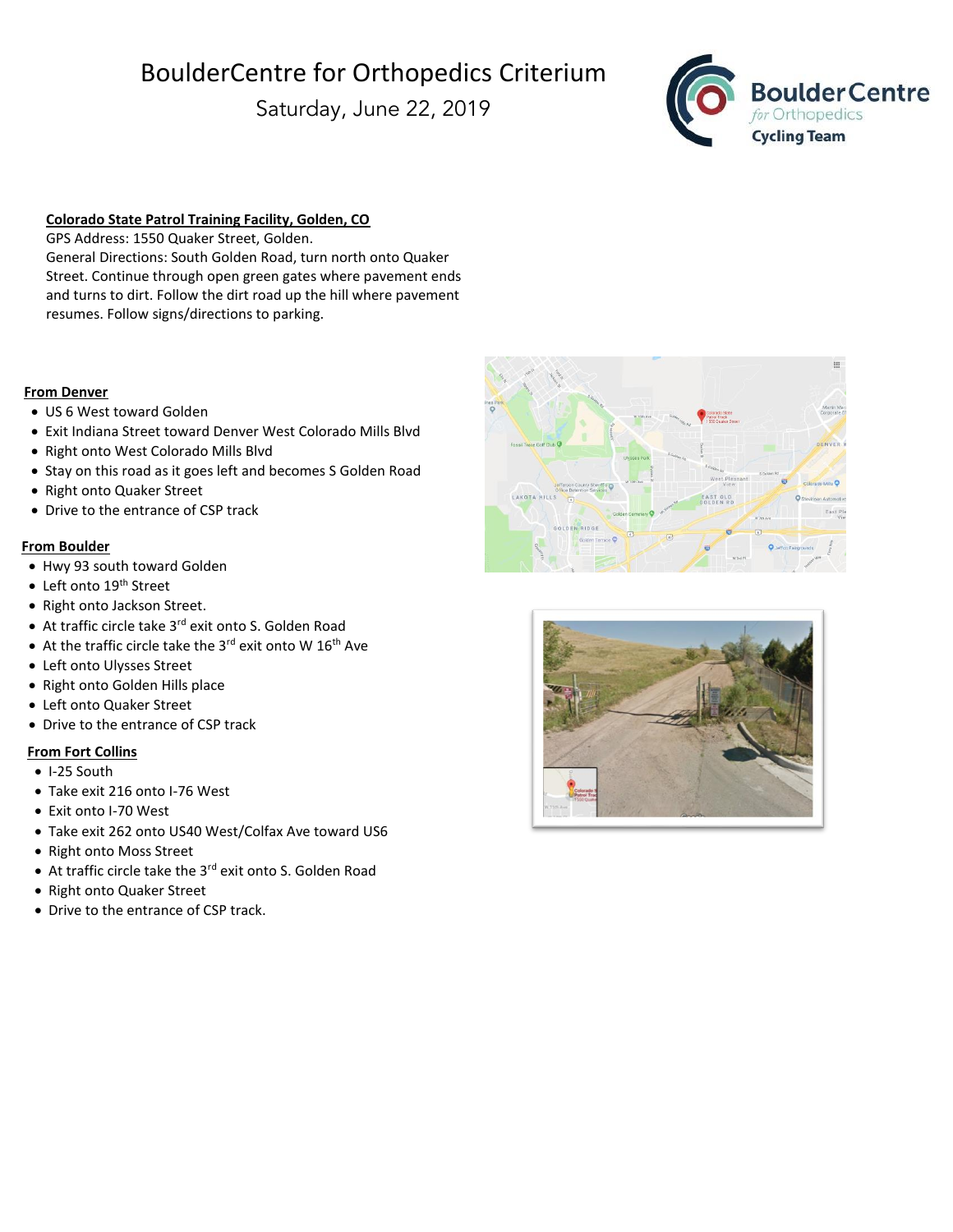# BoulderCentre for Orthopedics Criterium

Saturday, June 22, 2019

**Colorado State Patrol Training Facility, Golden, CO**

GPS Address: 1550 Quaker Street, Golden.
General Directions: South Golden Road, turn north onto Quaker Street. Continue through open green gates where pavement ends and turns to dirt. Follow the dirt road up the hill where pavement resumes. Follow signs/directions to parking.

**From Denver**

- US 6 West toward Golden
- Exit Indiana Street toward Denver West Colorado Mills Blvd
- Right onto West Colorado Mills Blvd
- Stay on this road as it goes left and becomes S Golden Road
- Right onto Quaker Street
- Drive to the entrance of CSP track

**From Boulder**

- Hwy 93 south toward Golden
- Left onto 19th Street
- Right onto Jackson Street.
- At traffic circle take 3rd exit onto S. Golden Road
- At the traffic circle take the 3rd exit onto W 16th Ave
- Left onto Ulysses Street
- Right onto Golden Hills place
- Left onto Quaker Street
- Drive to the entrance of CSP track

**From Fort Collins**

- I-25 South
- Take exit 216 onto I-76 West
- Exit onto I-70 West
- Take exit 262 onto US40 West/Colfax Ave toward US6
- Right onto Moss Street
- At traffic circle take the 3rd exit onto S. Golden Road
- Right onto Quaker Street
- Drive to the entrance of CSP track.